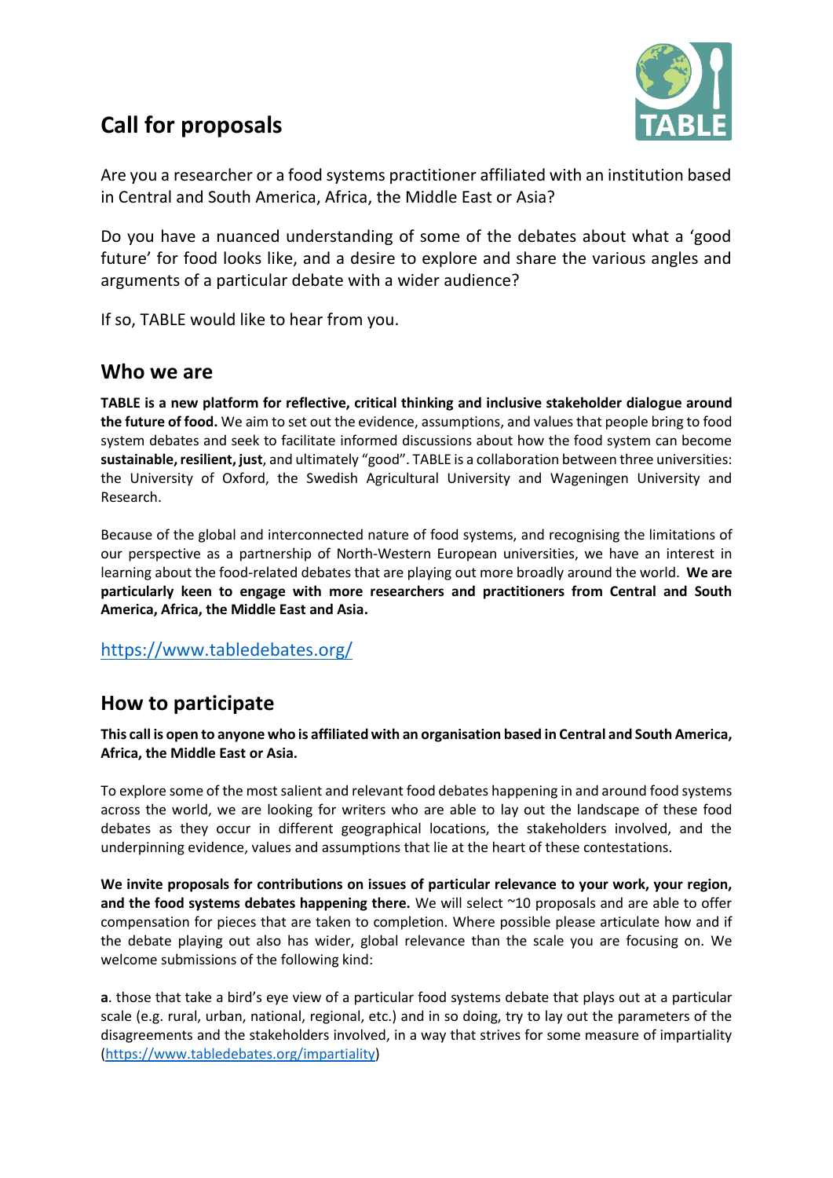# Call for proposals

Are you a researcher or a food systems practitioner affiliated with an institution based in Central and South America, Africa, the Middle East or Asia?

Do you have a nuanced understanding of some of the debates about what a 'good future' for food looks like, and a desire to explore and share the various angles and arguments of a particular debate with a wider audience?

If so, TABLE would like to hear from you.

## Who we are

**TABLE is a new platform for reflective, critical thinking and inclusive stakeholder dialogue around the future of food.** We aim to set out the evidence, assumptions, and values that people bring to food system debates and seek to facilitate informed discussions about how the food system can become **sustainable, resilient, just**, and ultimately "good". TABLE is a collaboration between three universities: the University of Oxford, the Swedish Agricultural University and Wageningen University and Research.

Because of the global and interconnected nature of food systems, and recognising the limitations of our perspective as a partnership of North-Western European universities, we have an interest in learning about the food-related debates that are playing out more broadly around the world. **We are particularly keen to engage with more researchers and practitioners from Central and South America, Africa, the Middle East and Asia.**

https://www.tabledebates.org/

## How to participate

**This call is open to anyone who is affiliated with an organisation based in Central and South America, Africa, the Middle East or Asia.**

To explore some of the most salient and relevant food debates happening in and around food systems across the world, we are looking for writers who are able to lay out the landscape of these food debates as they occur in different geographical locations, the stakeholders involved, and the underpinning evidence, values and assumptions that lie at the heart of these contestations.

**We invite proposals for contributions on issues of particular relevance to your work, your region, and the food systems debates happening there.** We will select ~10 proposals and are able to offer compensation for pieces that are taken to completion. Where possible please articulate how and if the debate playing out also has wider, global relevance than the scale you are focusing on. We welcome submissions of the following kind:

**a**. those that take a bird's eye view of a particular food systems debate that plays out at a particular scale (e.g. rural, urban, national, regional, etc.) and in so doing, try to lay out the parameters of the disagreements and the stakeholders involved, in a way that strives for some measure of impartiality (https://www.tabledebates.org/impartiality)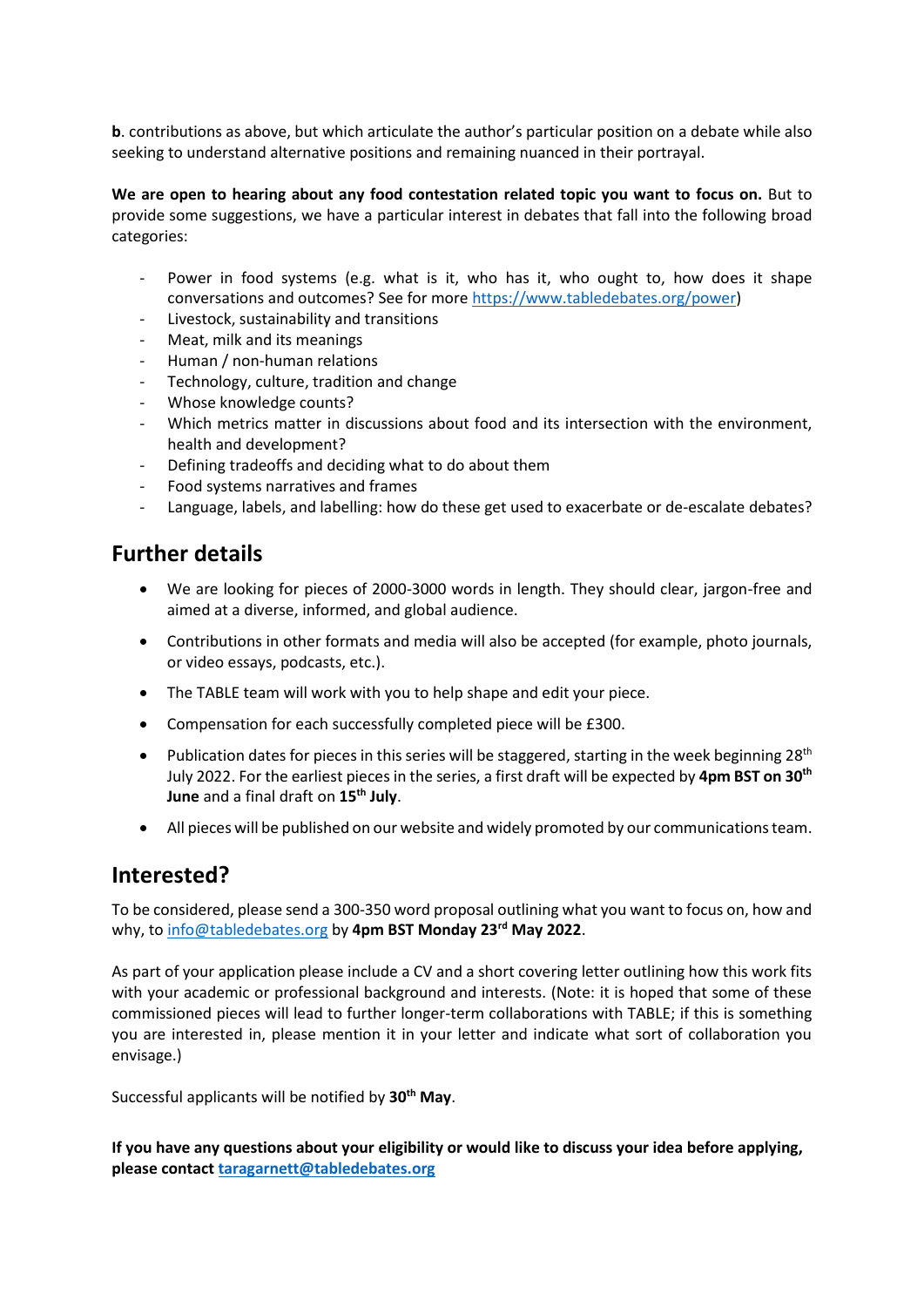**b**. contributions as above, but which articulate the author's particular position on a debate while also seeking to understand alternative positions and remaining nuanced in their portrayal.

**We are open to hearing about any food contestation related topic you want to focus on.** But to provide some suggestions, we have a particular interest in debates that fall into the following broad categories:

- Power in food systems (e.g. what is it, who has it, who ought to, how does it shape conversations and outcomes? See for more https://www.tabledebates.org/power)
- Livestock, sustainability and transitions
- Meat, milk and its meanings
- Human / non-human relations
- Technology, culture, tradition and change
- Whose knowledge counts?
- Which metrics matter in discussions about food and its intersection with the environment, health and development?
- Defining tradeoffs and deciding what to do about them
- Food systems narratives and frames
- Language, labels, and labelling: how do these get used to exacerbate or de-escalate debates?

## Further details

- We are looking for pieces of 2000-3000 words in length. They should clear, jargon-free and aimed at a diverse, informed, and global audience.
- Contributions in other formats and media will also be accepted (for example, photo journals, or video essays, podcasts, etc.).
- The TABLE team will work with you to help shape and edit your piece.
- Compensation for each successfully completed piece will be £300.
- Publication dates for pieces in this series will be staggered, starting in the week beginning 28th July 2022. For the earliest pieces in the series, a first draft will be expected by **4pm BST on 30th June** and a final draft on **15th July**.
- All pieces will be published on our website and widely promoted by our communications team.

## Interested?

To be considered, please send a 300-350 word proposal outlining what you want to focus on, how and why, to info@tabledebates.org by **4pm BST Monday 23rd May 2022**.

As part of your application please include a CV and a short covering letter outlining how this work fits with your academic or professional background and interests. (Note: it is hoped that some of these commissioned pieces will lead to further longer-term collaborations with TABLE; if this is something you are interested in, please mention it in your letter and indicate what sort of collaboration you envisage.)

Successful applicants will be notified by **30th May**.

**If you have any questions about your eligibility or would like to discuss your idea before applying, please contact taragarnett@tabledebates.org**